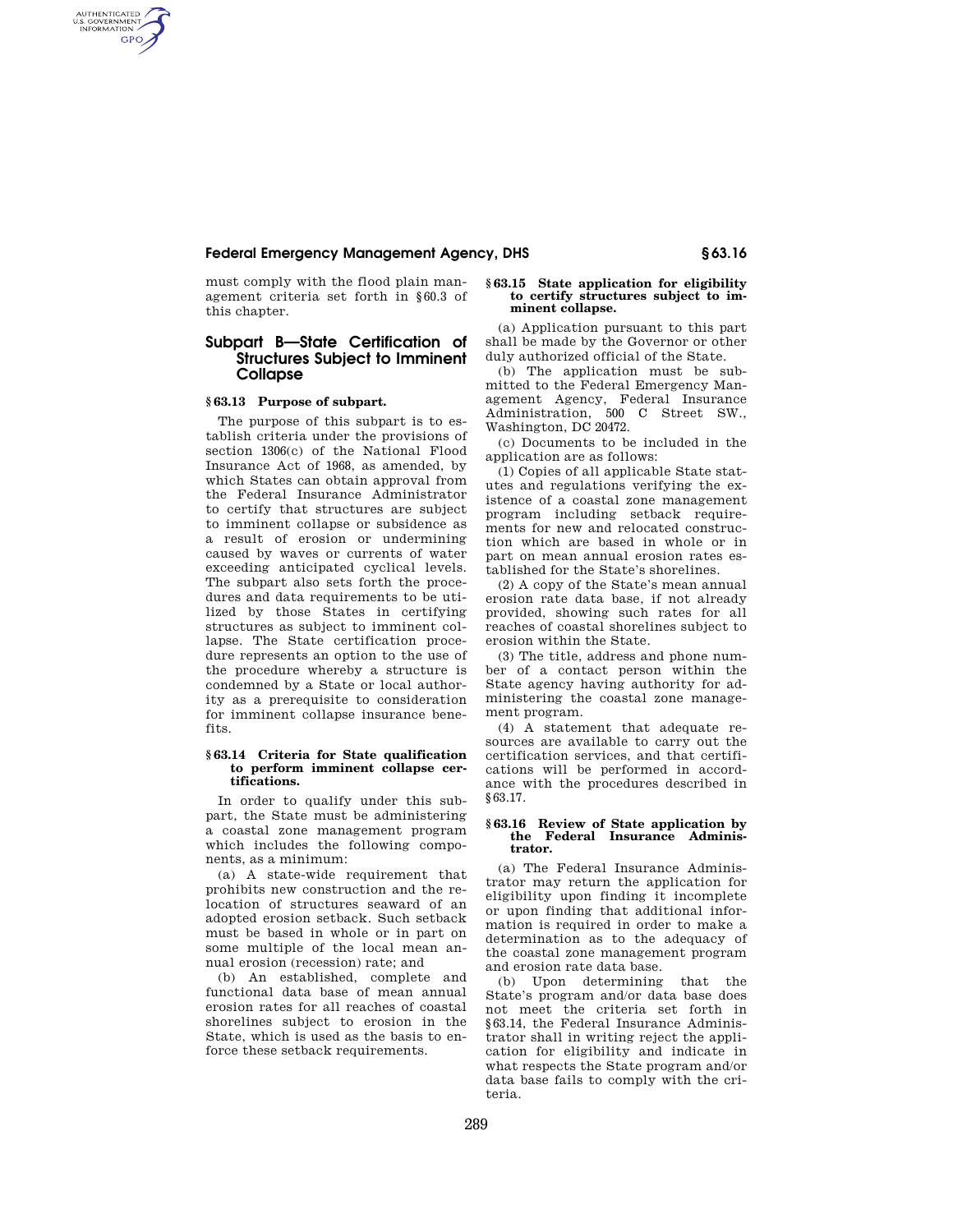must comply with the flood plain management criteria set forth in §60.3 of this chapter.

## Subpart B—State Certification of Structures Subject to Imminent Collapse

### §63.13 Purpose of subpart.

The purpose of this subpart is to establish criteria under the provisions of section 1306(c) of the National Flood Insurance Act of 1968, as amended, by which States can obtain approval from the Federal Insurance Administrator to certify that structures are subject to imminent collapse or subsidence as a result of erosion or undermining caused by waves or currents of water exceeding anticipated cyclical levels. The subpart also sets forth the procedures and data requirements to be utilized by those States in certifying structures as subject to imminent collapse. The State certification procedure represents an option to the use of the procedure whereby a structure is condemned by a State or local authority as a prerequisite to consideration for imminent collapse insurance benefits.

### §63.14 Criteria for State qualification to perform imminent collapse certifications.

In order to qualify under this subpart, the State must be administering a coastal zone management program which includes the following components, as a minimum:

(a) A state-wide requirement that prohibits new construction and the relocation of structures seaward of an adopted erosion setback. Such setback must be based in whole or in part on some multiple of the local mean annual erosion (recession) rate; and

(b) An established, complete and functional data base of mean annual erosion rates for all reaches of coastal shorelines subject to erosion in the State, which is used as the basis to enforce these setback requirements.

### §63.15 State application for eligibility to certify structures subject to imminent collapse.

(a) Application pursuant to this part shall be made by the Governor or other duly authorized official of the State.

(b) The application must be submitted to the Federal Emergency Management Agency, Federal Insurance Administration, 500 C Street SW., Washington, DC 20472.

(c) Documents to be included in the application are as follows:

(1) Copies of all applicable State statutes and regulations verifying the existence of a coastal zone management program including setback requirements for new and relocated construction which are based in whole or in part on mean annual erosion rates established for the State's shorelines.

(2) A copy of the State's mean annual erosion rate data base, if not already provided, showing such rates for all reaches of coastal shorelines subject to erosion within the State.

(3) The title, address and phone number of a contact person within the State agency having authority for administering the coastal zone management program.

(4) A statement that adequate resources are available to carry out the certification services, and that certifications will be performed in accordance with the procedures described in §63.17.

### §63.16 Review of State application by the Federal Insurance Administrator.

(a) The Federal Insurance Administrator may return the application for eligibility upon finding it incomplete or upon finding that additional information is required in order to make a determination as to the adequacy of the coastal zone management program and erosion rate data base.

(b) Upon determining that the State's program and/or data base does not meet the criteria set forth in §63.14, the Federal Insurance Administrator shall in writing reject the application for eligibility and indicate in what respects the State program and/or data base fails to comply with the criteria.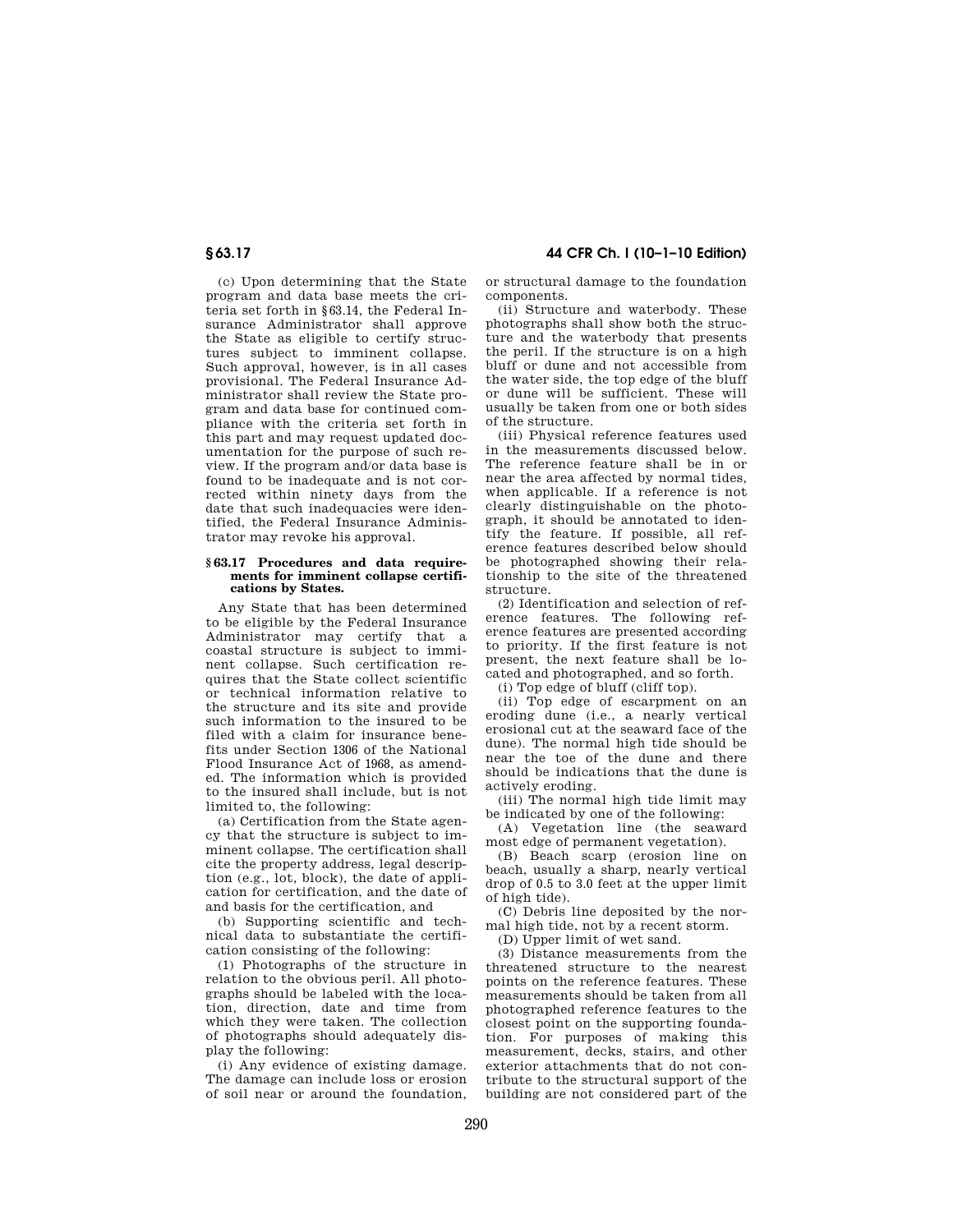(c) Upon determining that the State program and data base meets the criteria set forth in §63.14, the Federal Insurance Administrator shall approve the State as eligible to certify structures subject to imminent collapse. Such approval, however, is in all cases provisional. The Federal Insurance Administrator shall review the State program and data base for continued compliance with the criteria set forth in this part and may request updated documentation for the purpose of such review. If the program and/or data base is found to be inadequate and is not corrected within ninety days from the date that such inadequacies were identified, the Federal Insurance Administrator may revoke his approval.

### §63.17 Procedures and data requirements for imminent collapse certifications by States.

Any State that has been determined to be eligible by the Federal Insurance Administrator may certify that a coastal structure is subject to imminent collapse. Such certification requires that the State collect scientific or technical information relative to the structure and its site and provide such information to the insured to be filed with a claim for insurance benefits under Section 1306 of the National Flood Insurance Act of 1968, as amended. The information which is provided to the insured shall include, but is not limited to, the following:

(a) Certification from the State agency that the structure is subject to imminent collapse. The certification shall cite the property address, legal description (e.g., lot, block), the date of application for certification, and the date of and basis for the certification, and

(b) Supporting scientific and technical data to substantiate the certification consisting of the following:

(1) Photographs of the structure in relation to the obvious peril. All photographs should be labeled with the location, direction, date and time from which they were taken. The collection of photographs should adequately display the following:

(i) Any evidence of existing damage. The damage can include loss or erosion of soil near or around the foundation, or structural damage to the foundation components.

(ii) Structure and waterbody. These photographs shall show both the structure and the waterbody that presents the peril. If the structure is on a high bluff or dune and not accessible from the water side, the top edge of the bluff or dune will be sufficient. These will usually be taken from one or both sides of the structure.

(iii) Physical reference features used in the measurements discussed below. The reference feature shall be in or near the area affected by normal tides, when applicable. If a reference is not clearly distinguishable on the photograph, it should be annotated to identify the feature. If possible, all reference features described below should be photographed showing their relationship to the site of the threatened structure.

(2) Identification and selection of reference features. The following reference features are presented according to priority. If the first feature is not present, the next feature shall be located and photographed, and so forth.

(i) Top edge of bluff (cliff top).

(ii) Top edge of escarpment on an eroding dune (i.e., a nearly vertical erosional cut at the seaward face of the dune). The normal high tide should be near the toe of the dune and there should be indications that the dune is actively eroding.

(iii) The normal high tide limit may be indicated by one of the following:

(A) Vegetation line (the seaward most edge of permanent vegetation).

(B) Beach scarp (erosion line on beach, usually a sharp, nearly vertical drop of 0.5 to 3.0 feet at the upper limit of high tide).

(C) Debris line deposited by the normal high tide, not by a recent storm.

(D) Upper limit of wet sand.

(3) Distance measurements from the threatened structure to the nearest points on the reference features. These measurements should be taken from all photographed reference features to the closest point on the supporting foundation. For purposes of making this measurement, decks, stairs, and other exterior attachments that do not contribute to the structural support of the building are not considered part of the